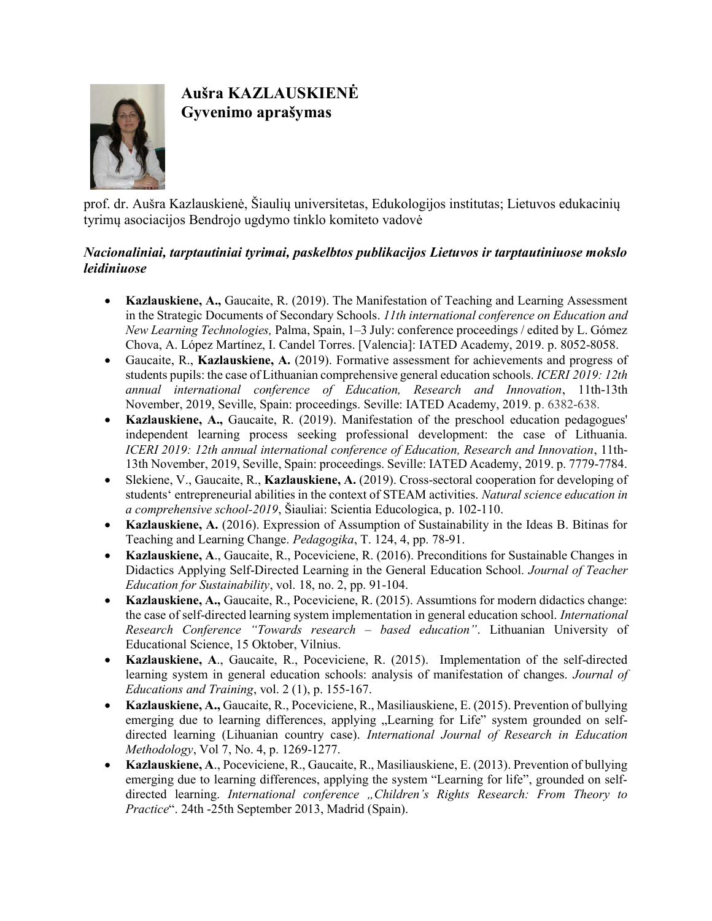# Aušra KAZLAUSKIENĖ
# Gyvenimo aprašymas

prof. dr. Aušra Kazlauskienė, Šiaulių universitetas, Edukologijos institutas; Lietuvos edukacinių tyrimų asociacijos Bendrojo ugdymo tinklo komiteto vadovė

***Nacionaliniai, tarptautiniai tyrimai, paskelbtos publikacijos Lietuvos ir tarptautiniuose mokslo leidiniuose***

- **Kazlauskiene, A.,** Gaucaite, R. (2019). The Manifestation of Teaching and Learning Assessment in the Strategic Documents of Secondary Schools. *11th international conference on Education and New Learning Technologies,* Palma, Spain, 1–3 July: conference proceedings / edited by L. Gómez Chova, A. López Martínez, I. Candel Torres. [Valencia]: IATED Academy, 2019. p. 8052-8058.
- Gaucaite, R., **Kazlauskiene, A.** (2019). Formative assessment for achievements and progress of students pupils: the case of Lithuanian comprehensive general education schools. *ICERI 2019: 12th annual international conference of Education, Research and Innovation*, 11th-13th November, 2019, Seville, Spain: proceedings. Seville: IATED Academy, 2019. p. 6382-638.
- **Kazlauskiene, A.,** Gaucaite, R. (2019). Manifestation of the preschool education pedagogues' independent learning process seeking professional development: the case of Lithuania. *ICERI 2019: 12th annual international conference of Education, Research and Innovation*, 11th-13th November, 2019, Seville, Spain: proceedings. Seville: IATED Academy, 2019. p. 7779-7784.
- Slekiene, V., Gaucaite, R., **Kazlauskiene, A.** (2019). Cross-sectoral cooperation for developing of students‘ entrepreneurial abilities in the context of STEAM activities. *Natural science education in a comprehensive school-2019*, Šiauliai: Scientia Educologica, p. 102-110.
- **Kazlauskiene, A.** (2016). Expression of Assumption of Sustainability in the Ideas B. Bitinas for Teaching and Learning Change. *Pedagogika*, T. 124, 4, pp. 78-91.
- **Kazlauskiene, A**., Gaucaite, R., Poceviciene, R. (2016). Preconditions for Sustainable Changes in Didactics Applying Self-Directed Learning in the General Education School. *Journal of Teacher Education for Sustainability*, vol. 18, no. 2, pp. 91-104.
- **Kazlauskiene, A.,** Gaucaite, R., Poceviciene, R. (2015). Assumtions for modern didactics change: the case of self-directed learning system implementation in general education school. *International Research Conference "Towards research – based education"*. Lithuanian University of Educational Science, 15 Oktober, Vilnius.
- **Kazlauskiene, A**., Gaucaite, R., Poceviciene, R. (2015). Implementation of the self-directed learning system in general education schools: analysis of manifestation of changes. *Journal of Educations and Training*, vol. 2 (1), p. 155-167.
- **Kazlauskiene, A.,** Gaucaite, R., Poceviciene, R., Masiliauskiene, E. (2015). Prevention of bullying emerging due to learning differences, applying „Learning for Life" system grounded on self-directed learning (Lihuanian country case). *International Journal of Research in Education Methodology*, Vol 7, No. 4, p. 1269-1277.
- **Kazlauskiene, A**., Poceviciene, R., Gaucaite, R., Masiliauskiene, E. (2013). Prevention of bullying emerging due to learning differences, applying the system "Learning for life", grounded on self-directed learning. *International conference „Children's Rights Research: From Theory to Practice*". 24th -25th September 2013, Madrid (Spain).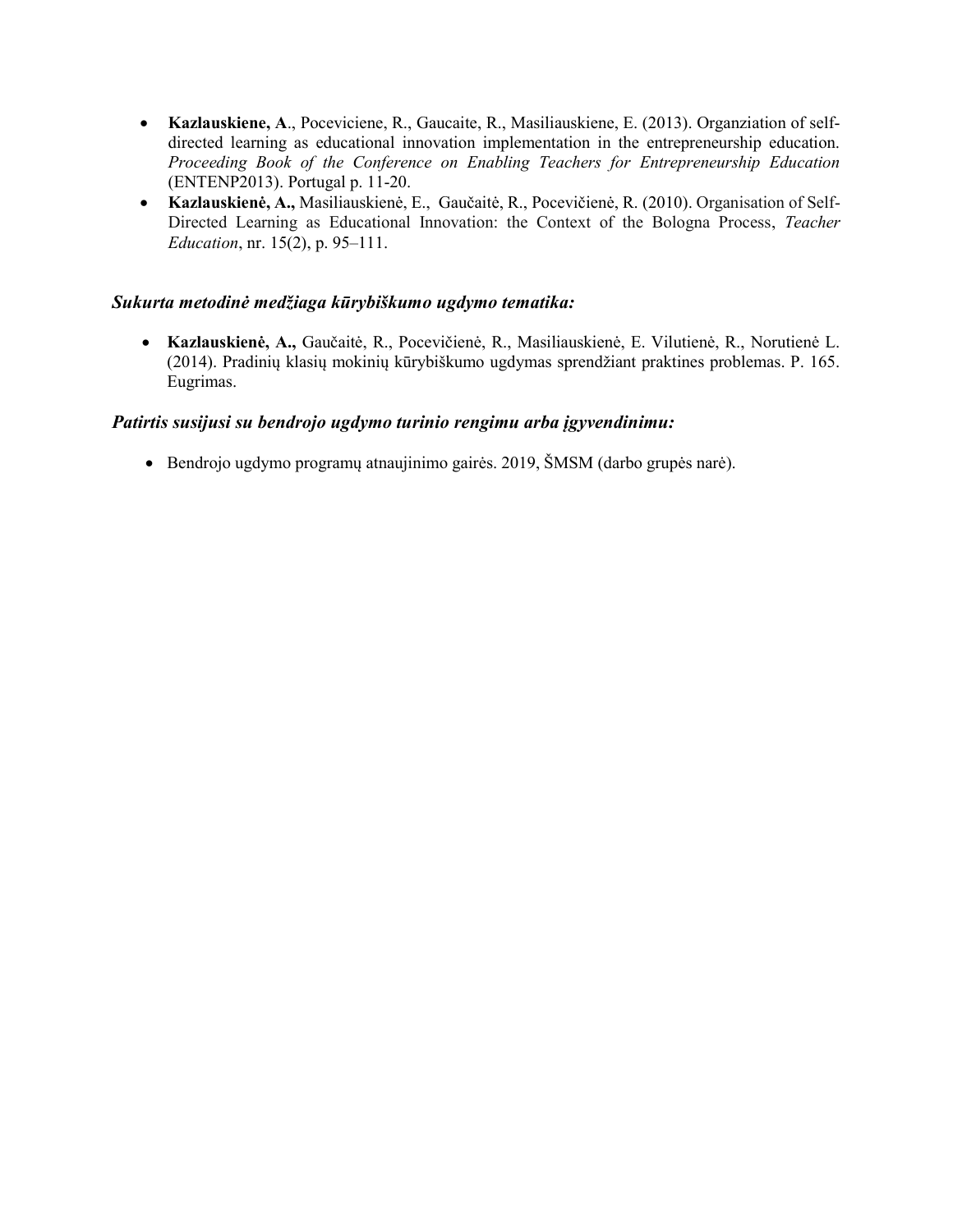- **Kazlauskiene, A**., Poceviciene, R., Gaucaite, R., Masiliauskiene, E. (2013). Organziation of self-directed learning as educational innovation implementation in the entrepreneurship education. *Proceeding Book of the Conference on Enabling Teachers for Entrepreneurship Education* (ENTENP2013). Portugal p. 11-20.
- **Kazlauskienė, A.,** Masiliauskienė, E., Gaučaitė, R., Pocevičienė, R. (2010). Organisation of Self-Directed Learning as Educational Innovation: the Context of the Bologna Process, *Teacher Education*, nr. 15(2), p. 95–111.

### *Sukurta metodinė medžiaga kūrybiškumo ugdymo tematika:*

- **Kazlauskienė, A.,** Gaučaitė, R., Pocevičienė, R., Masiliauskienė, E. Vilutienė, R., Norutienė L. (2014). Pradinių klasių mokinių kūrybiškumo ugdymas sprendžiant praktines problemas. P. 165. Eugrimas.

### *Patirtis susijusi su bendrojo ugdymo turinio rengimu arba įgyvendinimu:*

- Bendrojo ugdymo programų atnaujinimo gairės. 2019, ŠMSM (darbo grupės narė).